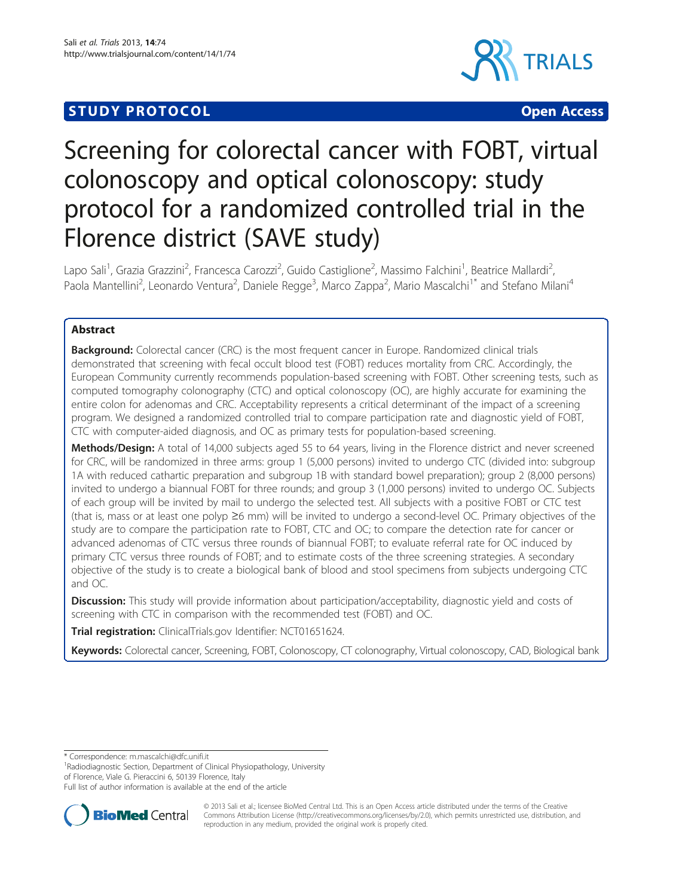STUDY PROTOCOL Open Access

# Screening for colorectal cancer with FOBT, virtual colonoscopy and optical colonoscopy: study protocol for a randomized controlled trial in the Florence district (SAVE study)

Lapo Sali[1], Grazia Grazzini[2], Francesca Carozzi[2], Guido Castiglione[2], Massimo Falchini[1], Beatrice Mallardi[2], Paola Mantellini[2], Leonardo Ventura[2], Daniele Regge[3], Marco Zappa[2], Mario Mascalchi[1*] and Stefano Milani[4]

## Abstract

**Background:** Colorectal cancer (CRC) is the most frequent cancer in Europe. Randomized clinical trials demonstrated that screening with fecal occult blood test (FOBT) reduces mortality from CRC. Accordingly, the European Community currently recommends population-based screening with FOBT. Other screening tests, such as computed tomography colonography (CTC) and optical colonoscopy (OC), are highly accurate for examining the entire colon for adenomas and CRC. Acceptability represents a critical determinant of the impact of a screening program. We designed a randomized controlled trial to compare participation rate and diagnostic yield of FOBT, CTC with computer-aided diagnosis, and OC as primary tests for population-based screening.

**Methods/Design:** A total of 14,000 subjects aged 55 to 64 years, living in the Florence district and never screened for CRC, will be randomized in three arms: group 1 (5,000 persons) invited to undergo CTC (divided into: subgroup 1A with reduced cathartic preparation and subgroup 1B with standard bowel preparation); group 2 (8,000 persons) invited to undergo a biannual FOBT for three rounds; and group 3 (1,000 persons) invited to undergo OC. Subjects of each group will be invited by mail to undergo the selected test. All subjects with a positive FOBT or CTC test (that is, mass or at least one polyp ≥6 mm) will be invited to undergo a second-level OC. Primary objectives of the study are to compare the participation rate to FOBT, CTC and OC; to compare the detection rate for cancer or advanced adenomas of CTC versus three rounds of biannual FOBT; to evaluate referral rate for OC induced by primary CTC versus three rounds of FOBT; and to estimate costs of the three screening strategies. A secondary objective of the study is to create a biological bank of blood and stool specimens from subjects undergoing CTC and OC.

**Discussion:** This study will provide information about participation/acceptability, diagnostic yield and costs of screening with CTC in comparison with the recommended test (FOBT) and OC.

**Trial registration:** ClinicalTrials.gov Identifier: NCT01651624.

**Keywords:** Colorectal cancer, Screening, FOBT, Colonoscopy, CT colonography, Virtual colonoscopy, CAD, Biological bank

---

* Correspondence: m.mascalchi@dfc.unifi.it
[1]Radiodiagnostic Section, Department of Clinical Physiopathology, University of Florence, Viale G. Pieraccini 6, 50139 Florence, Italy
Full list of author information is available at the end of the article

© 2013 Sali et al.; licensee BioMed Central Ltd. This is an Open Access article distributed under the terms of the Creative Commons Attribution License (http://creativecommons.org/licenses/by/2.0), which permits unrestricted use, distribution, and reproduction in any medium, provided the original work is properly cited.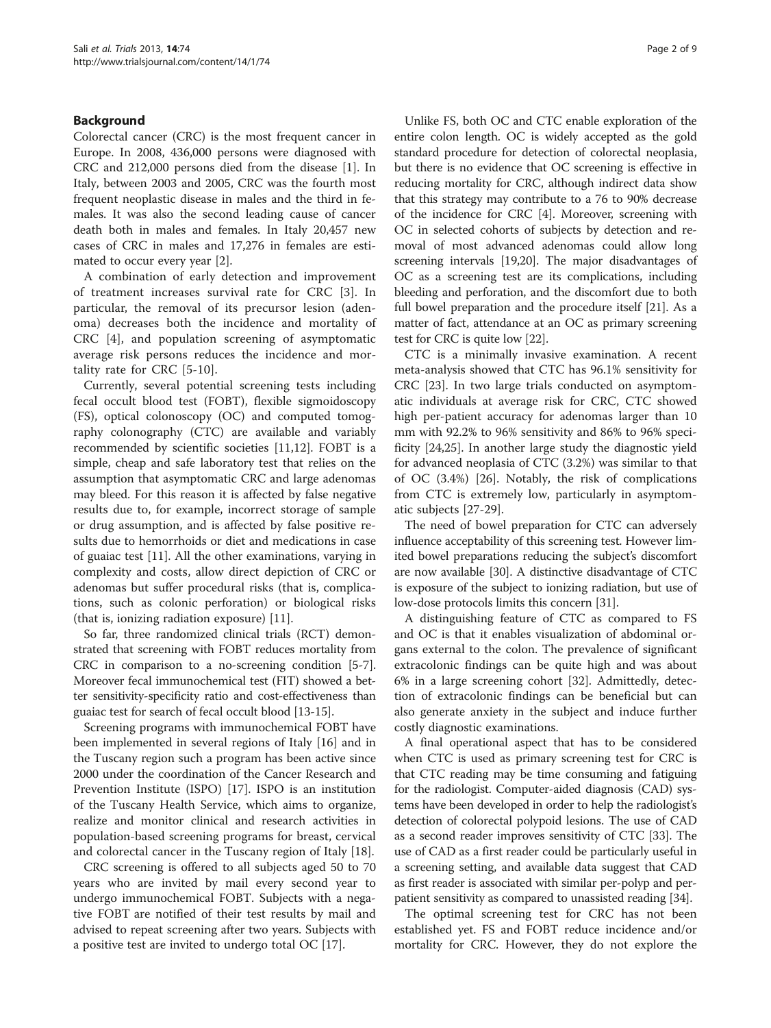## Background

Colorectal cancer (CRC) is the most frequent cancer in Europe. In 2008, 436,000 persons were diagnosed with CRC and 212,000 persons died from the disease [1]. In Italy, between 2003 and 2005, CRC was the fourth most frequent neoplastic disease in males and the third in females. It was also the second leading cause of cancer death both in males and females. In Italy 20,457 new cases of CRC in males and 17,276 in females are estimated to occur every year [2].

A combination of early detection and improvement of treatment increases survival rate for CRC [3]. In particular, the removal of its precursor lesion (adenoma) decreases both the incidence and mortality of CRC [4], and population screening of asymptomatic average risk persons reduces the incidence and mortality rate for CRC [5-10].

Currently, several potential screening tests including fecal occult blood test (FOBT), flexible sigmoidoscopy (FS), optical colonoscopy (OC) and computed tomography colonography (CTC) are available and variably recommended by scientific societies [11,12]. FOBT is a simple, cheap and safe laboratory test that relies on the assumption that asymptomatic CRC and large adenomas may bleed. For this reason it is affected by false negative results due to, for example, incorrect storage of sample or drug assumption, and is affected by false positive results due to hemorrhoids or diet and medications in case of guaiac test [11]. All the other examinations, varying in complexity and costs, allow direct depiction of CRC or adenomas but suffer procedural risks (that is, complications, such as colonic perforation) or biological risks (that is, ionizing radiation exposure) [11].

So far, three randomized clinical trials (RCT) demonstrated that screening with FOBT reduces mortality from CRC in comparison to a no-screening condition [5-7]. Moreover fecal immunochemical test (FIT) showed a better sensitivity-specificity ratio and cost-effectiveness than guaiac test for search of fecal occult blood [13-15].

Screening programs with immunochemical FOBT have been implemented in several regions of Italy [16] and in the Tuscany region such a program has been active since 2000 under the coordination of the Cancer Research and Prevention Institute (ISPO) [17]. ISPO is an institution of the Tuscany Health Service, which aims to organize, realize and monitor clinical and research activities in population-based screening programs for breast, cervical and colorectal cancer in the Tuscany region of Italy [18].

CRC screening is offered to all subjects aged 50 to 70 years who are invited by mail every second year to undergo immunochemical FOBT. Subjects with a negative FOBT are notified of their test results by mail and advised to repeat screening after two years. Subjects with a positive test are invited to undergo total OC [17].

Unlike FS, both OC and CTC enable exploration of the entire colon length. OC is widely accepted as the gold standard procedure for detection of colorectal neoplasia, but there is no evidence that OC screening is effective in reducing mortality for CRC, although indirect data show that this strategy may contribute to a 76 to 90% decrease of the incidence for CRC [4]. Moreover, screening with OC in selected cohorts of subjects by detection and removal of most advanced adenomas could allow long screening intervals [19,20]. The major disadvantages of OC as a screening test are its complications, including bleeding and perforation, and the discomfort due to both full bowel preparation and the procedure itself [21]. As a matter of fact, attendance at an OC as primary screening test for CRC is quite low [22].

CTC is a minimally invasive examination. A recent meta-analysis showed that CTC has 96.1% sensitivity for CRC [23]. In two large trials conducted on asymptomatic individuals at average risk for CRC, CTC showed high per-patient accuracy for adenomas larger than 10 mm with 92.2% to 96% sensitivity and 86% to 96% specificity [24,25]. In another large study the diagnostic yield for advanced neoplasia of CTC (3.2%) was similar to that of OC (3.4%) [26]. Notably, the risk of complications from CTC is extremely low, particularly in asymptomatic subjects [27-29].

The need of bowel preparation for CTC can adversely influence acceptability of this screening test. However limited bowel preparations reducing the subject's discomfort are now available [30]. A distinctive disadvantage of CTC is exposure of the subject to ionizing radiation, but use of low-dose protocols limits this concern [31].

A distinguishing feature of CTC as compared to FS and OC is that it enables visualization of abdominal organs external to the colon. The prevalence of significant extracolonic findings can be quite high and was about 6% in a large screening cohort [32]. Admittedly, detection of extracolonic findings can be beneficial but can also generate anxiety in the subject and induce further costly diagnostic examinations.

A final operational aspect that has to be considered when CTC is used as primary screening test for CRC is that CTC reading may be time consuming and fatiguing for the radiologist. Computer-aided diagnosis (CAD) systems have been developed in order to help the radiologist's detection of colorectal polypoid lesions. The use of CAD as a second reader improves sensitivity of CTC [33]. The use of CAD as a first reader could be particularly useful in a screening setting, and available data suggest that CAD as first reader is associated with similar per-polyp and per-patient sensitivity as compared to unassisted reading [34].

The optimal screening test for CRC has not been established yet. FS and FOBT reduce incidence and/or mortality for CRC. However, they do not explore the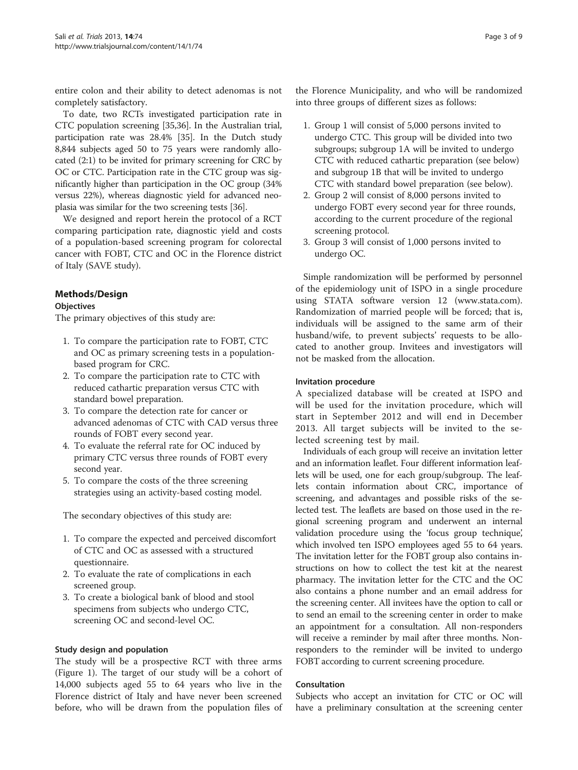entire colon and their ability to detect adenomas is not completely satisfactory.

To date, two RCTs investigated participation rate in CTC population screening [35,36]. In the Australian trial, participation rate was 28.4% [35]. In the Dutch study 8,844 subjects aged 50 to 75 years were randomly allocated (2:1) to be invited for primary screening for CRC by OC or CTC. Participation rate in the CTC group was significantly higher than participation in the OC group (34% versus 22%), whereas diagnostic yield for advanced neoplasia was similar for the two screening tests [36].

We designed and report herein the protocol of a RCT comparing participation rate, diagnostic yield and costs of a population-based screening program for colorectal cancer with FOBT, CTC and OC in the Florence district of Italy (SAVE study).

## Methods/Design

### Objectives

The primary objectives of this study are:

1. To compare the participation rate to FOBT, CTC and OC as primary screening tests in a population-based program for CRC.
2. To compare the participation rate to CTC with reduced cathartic preparation versus CTC with standard bowel preparation.
3. To compare the detection rate for cancer or advanced adenomas of CTC with CAD versus three rounds of FOBT every second year.
4. To evaluate the referral rate for OC induced by primary CTC versus three rounds of FOBT every second year.
5. To compare the costs of the three screening strategies using an activity-based costing model.

The secondary objectives of this study are:

1. To compare the expected and perceived discomfort of CTC and OC as assessed with a structured questionnaire.
2. To evaluate the rate of complications in each screened group.
3. To create a biological bank of blood and stool specimens from subjects who undergo CTC, screening OC and second-level OC.

### Study design and population

The study will be a prospective RCT with three arms (Figure 1). The target of our study will be a cohort of 14,000 subjects aged 55 to 64 years who live in the Florence district of Italy and have never been screened before, who will be drawn from the population files of the Florence Municipality, and who will be randomized into three groups of different sizes as follows:

1. Group 1 will consist of 5,000 persons invited to undergo CTC. This group will be divided into two subgroups; subgroup 1A will be invited to undergo CTC with reduced cathartic preparation (see below) and subgroup 1B that will be invited to undergo CTC with standard bowel preparation (see below).
2. Group 2 will consist of 8,000 persons invited to undergo FOBT every second year for three rounds, according to the current procedure of the regional screening protocol.
3. Group 3 will consist of 1,000 persons invited to undergo OC.

Simple randomization will be performed by personnel of the epidemiology unit of ISPO in a single procedure using STATA software version 12 (www.stata.com). Randomization of married people will be forced; that is, individuals will be assigned to the same arm of their husband/wife, to prevent subjects' requests to be allocated to another group. Invitees and investigators will not be masked from the allocation.

### Invitation procedure

A specialized database will be created at ISPO and will be used for the invitation procedure, which will start in September 2012 and will end in December 2013. All target subjects will be invited to the selected screening test by mail.

Individuals of each group will receive an invitation letter and an information leaflet. Four different information leaflets will be used, one for each group/subgroup. The leaflets contain information about CRC, importance of screening, and advantages and possible risks of the selected test. The leaflets are based on those used in the regional screening program and underwent an internal validation procedure using the 'focus group technique', which involved ten ISPO employees aged 55 to 64 years. The invitation letter for the FOBT group also contains instructions on how to collect the test kit at the nearest pharmacy. The invitation letter for the CTC and the OC also contains a phone number and an email address for the screening center. All invitees have the option to call or to send an email to the screening center in order to make an appointment for a consultation. All non-responders will receive a reminder by mail after three months. Non-responders to the reminder will be invited to undergo FOBT according to current screening procedure.

### Consultation

Subjects who accept an invitation for CTC or OC will have a preliminary consultation at the screening center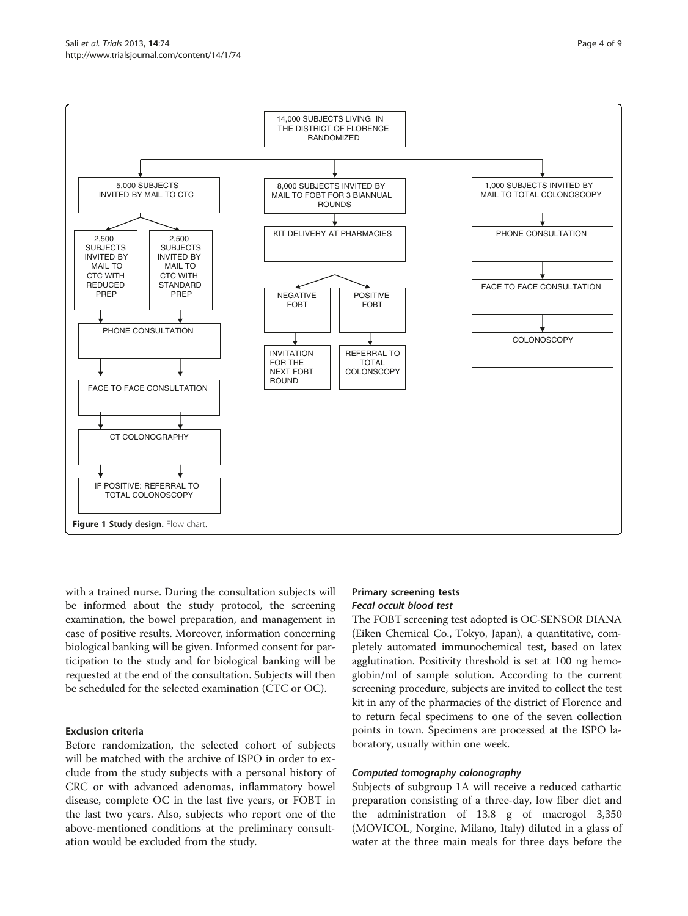14,000 SUBJECTS LIVING IN THE DISTRICT OF FLORENCE RANDOMIZED

5,000 SUBJECTS INVITED BY MAIL TO CTC

2,500 SUBJECTS INVITED BY MAIL TO CTC WITH REDUCED PREP

2,500 SUBJECTS INVITED BY MAIL TO CTC WITH STANDARD PREP

PHONE CONSULTATION

FACE TO FACE CONSULTATION

CT COLONOGRAPHY

IF POSITIVE: REFERRAL TO TOTAL COLONOSCOPY

8,000 SUBJECTS INVITED BY MAIL TO FOBT FOR 3 BIANNUAL ROUNDS

KIT DELIVERY AT PHARMACIES

NEGATIVE FOBT

POSITIVE FOBT

INVITATION FOR THE NEXT FOBT ROUND

REFERRAL TO TOTAL COLONSCOPY

1,000 SUBJECTS INVITED BY MAIL TO TOTAL COLONOSCOPY

PHONE CONSULTATION

FACE TO FACE CONSULTATION

COLONOSCOPY

**Figure 1 Study design.** Flow chart.

with a trained nurse. During the consultation subjects will be informed about the study protocol, the screening examination, the bowel preparation, and management in case of positive results. Moreover, information concerning biological banking will be given. Informed consent for participation to the study and for biological banking will be requested at the end of the consultation. Subjects will then be scheduled for the selected examination (CTC or OC).

### Exclusion criteria

Before randomization, the selected cohort of subjects will be matched with the archive of ISPO in order to exclude from the study subjects with a personal history of CRC or with advanced adenomas, inflammatory bowel disease, complete OC in the last five years, or FOBT in the last two years. Also, subjects who report one of the above-mentioned conditions at the preliminary consultation would be excluded from the study.

### Primary screening tests

#### *Fecal occult blood test*

The FOBT screening test adopted is OC-SENSOR DIANA (Eiken Chemical Co., Tokyo, Japan), a quantitative, completely automated immunochemical test, based on latex agglutination. Positivity threshold is set at 100 ng hemoglobin/ml of sample solution. According to the current screening procedure, subjects are invited to collect the test kit in any of the pharmacies of the district of Florence and to return fecal specimens to one of the seven collection points in town. Specimens are processed at the ISPO laboratory, usually within one week.

#### *Computed tomography colonography*

Subjects of subgroup 1A will receive a reduced cathartic preparation consisting of a three-day, low fiber diet and the administration of 13.8 g of macrogol 3,350 (MOVICOL, Norgine, Milano, Italy) diluted in a glass of water at the three main meals for three days before the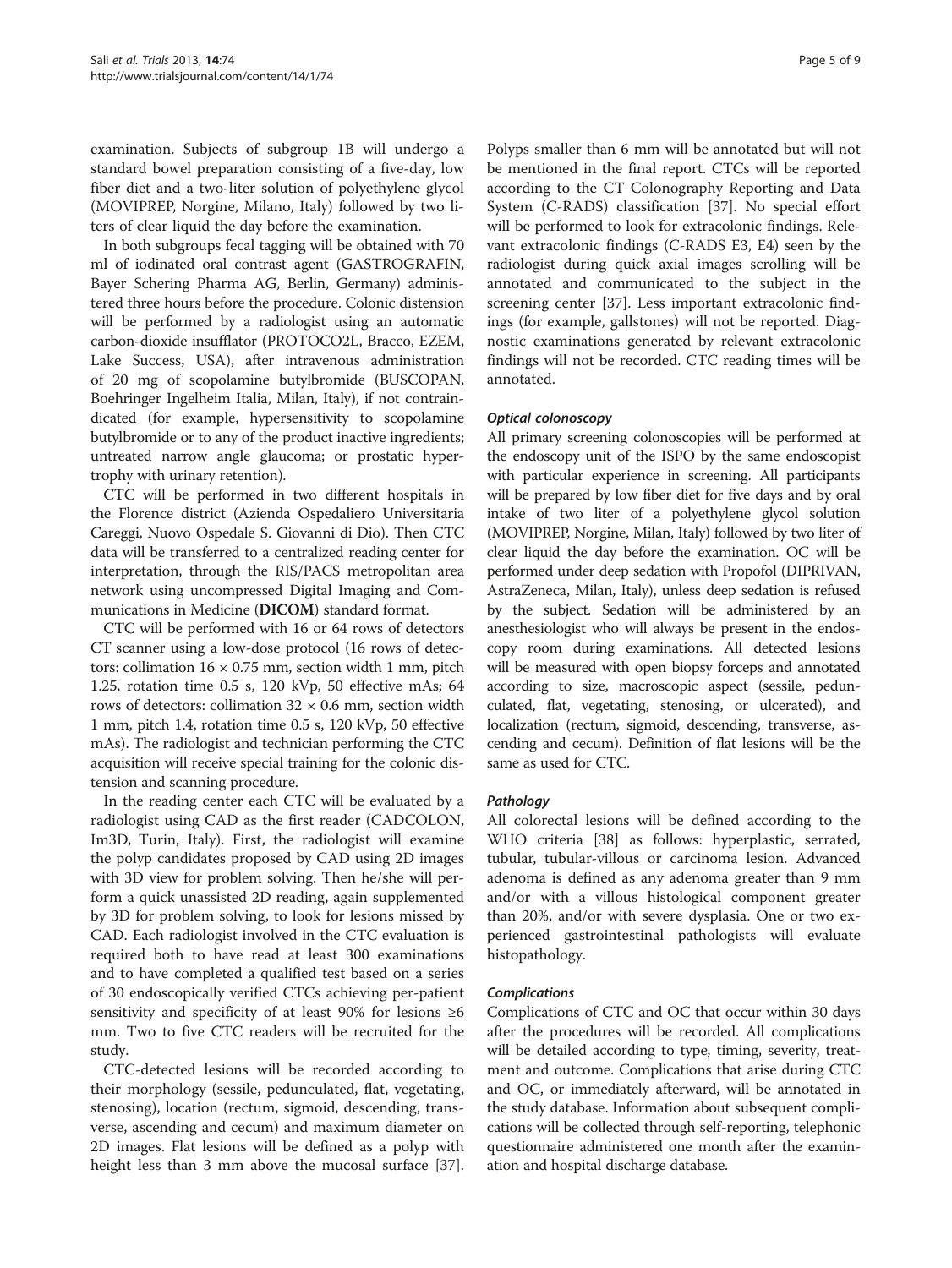examination. Subjects of subgroup 1B will undergo a standard bowel preparation consisting of a five-day, low fiber diet and a two-liter solution of polyethylene glycol (MOVIPREP, Norgine, Milano, Italy) followed by two liters of clear liquid the day before the examination.

In both subgroups fecal tagging will be obtained with 70 ml of iodinated oral contrast agent (GASTROGRAFIN, Bayer Schering Pharma AG, Berlin, Germany) administered three hours before the procedure. Colonic distension will be performed by a radiologist using an automatic carbon-dioxide insufflator (PROTOCO2L, Bracco, EZEM, Lake Success, USA), after intravenous administration of 20 mg of scopolamine butylbromide (BUSCOPAN, Boehringer Ingelheim Italia, Milan, Italy), if not contraindicated (for example, hypersensitivity to scopolamine butylbromide or to any of the product inactive ingredients; untreated narrow angle glaucoma; or prostatic hypertrophy with urinary retention).

CTC will be performed in two different hospitals in the Florence district (Azienda Ospedaliero Universitaria Careggi, Nuovo Ospedale S. Giovanni di Dio). Then CTC data will be transferred to a centralized reading center for interpretation, through the RIS/PACS metropolitan area network using uncompressed Digital Imaging and Communications in Medicine (**DICOM**) standard format.

CTC will be performed with 16 or 64 rows of detectors CT scanner using a low-dose protocol (16 rows of detectors: collimation 16 × 0.75 mm, section width 1 mm, pitch 1.25, rotation time 0.5 s, 120 kVp, 50 effective mAs; 64 rows of detectors: collimation 32 × 0.6 mm, section width 1 mm, pitch 1.4, rotation time 0.5 s, 120 kVp, 50 effective mAs). The radiologist and technician performing the CTC acquisition will receive special training for the colonic distension and scanning procedure.

In the reading center each CTC will be evaluated by a radiologist using CAD as the first reader (CADCOLON, Im3D, Turin, Italy). First, the radiologist will examine the polyp candidates proposed by CAD using 2D images with 3D view for problem solving. Then he/she will perform a quick unassisted 2D reading, again supplemented by 3D for problem solving, to look for lesions missed by CAD. Each radiologist involved in the CTC evaluation is required both to have read at least 300 examinations and to have completed a qualified test based on a series of 30 endoscopically verified CTCs achieving per-patient sensitivity and specificity of at least 90% for lesions ≥6 mm. Two to five CTC readers will be recruited for the study.

CTC-detected lesions will be recorded according to their morphology (sessile, pedunculated, flat, vegetating, stenosing), location (rectum, sigmoid, descending, transverse, ascending and cecum) and maximum diameter on 2D images. Flat lesions will be defined as a polyp with height less than 3 mm above the mucosal surface [37]. Polyps smaller than 6 mm will be annotated but will not be mentioned in the final report. CTCs will be reported according to the CT Colonography Reporting and Data System (C-RADS) classification [37]. No special effort will be performed to look for extracolonic findings. Relevant extracolonic findings (C-RADS E3, E4) seen by the radiologist during quick axial images scrolling will be annotated and communicated to the subject in the screening center [37]. Less important extracolonic findings (for example, gallstones) will not be reported. Diagnostic examinations generated by relevant extracolonic findings will not be recorded. CTC reading times will be annotated.

#### *Optical colonoscopy*

All primary screening colonoscopies will be performed at the endoscopy unit of the ISPO by the same endoscopist with particular experience in screening. All participants will be prepared by low fiber diet for five days and by oral intake of two liter of a polyethylene glycol solution (MOVIPREP, Norgine, Milan, Italy) followed by two liter of clear liquid the day before the examination. OC will be performed under deep sedation with Propofol (DIPRIVAN, AstraZeneca, Milan, Italy), unless deep sedation is refused by the subject. Sedation will be administered by an anesthesiologist who will always be present in the endoscopy room during examinations. All detected lesions will be measured with open biopsy forceps and annotated according to size, macroscopic aspect (sessile, pedunculated, flat, vegetating, stenosing, or ulcerated), and localization (rectum, sigmoid, descending, transverse, ascending and cecum). Definition of flat lesions will be the same as used for CTC.

#### *Pathology*

All colorectal lesions will be defined according to the WHO criteria [38] as follows: hyperplastic, serrated, tubular, tubular-villous or carcinoma lesion. Advanced adenoma is defined as any adenoma greater than 9 mm and/or with a villous histological component greater than 20%, and/or with severe dysplasia. One or two experienced gastrointestinal pathologists will evaluate histopathology.

#### *Complications*

Complications of CTC and OC that occur within 30 days after the procedures will be recorded. All complications will be detailed according to type, timing, severity, treatment and outcome. Complications that arise during CTC and OC, or immediately afterward, will be annotated in the study database. Information about subsequent complications will be collected through self-reporting, telephonic questionnaire administered one month after the examination and hospital discharge database.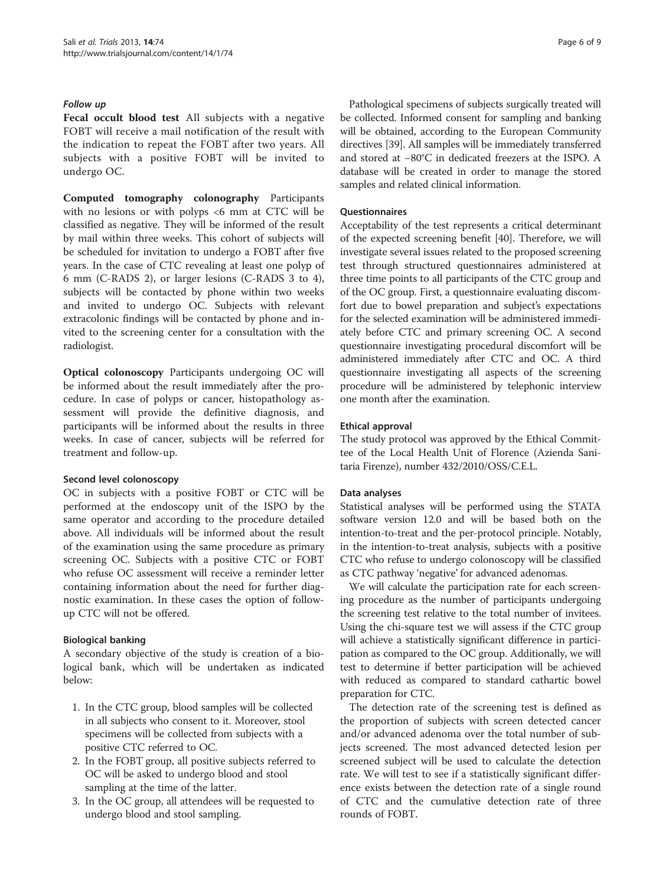### Follow up

**Fecal occult blood test** All subjects with a negative FOBT will receive a mail notification of the result with the indication to repeat the FOBT after two years. All subjects with a positive FOBT will be invited to undergo OC.

**Computed tomography colonography** Participants with no lesions or with polyps <6 mm at CTC will be classified as negative. They will be informed of the result by mail within three weeks. This cohort of subjects will be scheduled for invitation to undergo a FOBT after five years. In the case of CTC revealing at least one polyp of 6 mm (C-RADS 2), or larger lesions (C-RADS 3 to 4), subjects will be contacted by phone within two weeks and invited to undergo OC. Subjects with relevant extracolonic findings will be contacted by phone and invited to the screening center for a consultation with the radiologist.

**Optical colonoscopy** Participants undergoing OC will be informed about the result immediately after the procedure. In case of polyps or cancer, histopathology assessment will provide the definitive diagnosis, and participants will be informed about the results in three weeks. In case of cancer, subjects will be referred for treatment and follow-up.

### Second level colonoscopy

OC in subjects with a positive FOBT or CTC will be performed at the endoscopy unit of the ISPO by the same operator and according to the procedure detailed above. All individuals will be informed about the result of the examination using the same procedure as primary screening OC. Subjects with a positive CTC or FOBT who refuse OC assessment will receive a reminder letter containing information about the need for further diagnostic examination. In these cases the option of follow-up CTC will not be offered.

### Biological banking

A secondary objective of the study is creation of a biological bank, which will be undertaken as indicated below:

1. In the CTC group, blood samples will be collected in all subjects who consent to it. Moreover, stool specimens will be collected from subjects with a positive CTC referred to OC.
2. In the FOBT group, all positive subjects referred to OC will be asked to undergo blood and stool sampling at the time of the latter.
3. In the OC group, all attendees will be requested to undergo blood and stool sampling.

Pathological specimens of subjects surgically treated will be collected. Informed consent for sampling and banking will be obtained, according to the European Community directives [39]. All samples will be immediately transferred and stored at −80°C in dedicated freezers at the ISPO. A database will be created in order to manage the stored samples and related clinical information.

### Questionnaires

Acceptability of the test represents a critical determinant of the expected screening benefit [40]. Therefore, we will investigate several issues related to the proposed screening test through structured questionnaires administered at three time points to all participants of the CTC group and of the OC group. First, a questionnaire evaluating discomfort due to bowel preparation and subject's expectations for the selected examination will be administered immediately before CTC and primary screening OC. A second questionnaire investigating procedural discomfort will be administered immediately after CTC and OC. A third questionnaire investigating all aspects of the screening procedure will be administered by telephonic interview one month after the examination.

### Ethical approval

The study protocol was approved by the Ethical Committee of the Local Health Unit of Florence (Azienda Sanitaria Firenze), number 432/2010/OSS/C.E.L.

### Data analyses

Statistical analyses will be performed using the STATA software version 12.0 and will be based both on the intention-to-treat and the per-protocol principle. Notably, in the intention-to-treat analysis, subjects with a positive CTC who refuse to undergo colonoscopy will be classified as CTC pathway 'negative' for advanced adenomas.

We will calculate the participation rate for each screening procedure as the number of participants undergoing the screening test relative to the total number of invitees. Using the chi-square test we will assess if the CTC group will achieve a statistically significant difference in participation as compared to the OC group. Additionally, we will test to determine if better participation will be achieved with reduced as compared to standard cathartic bowel preparation for CTC.

The detection rate of the screening test is defined as the proportion of subjects with screen detected cancer and/or advanced adenoma over the total number of subjects screened. The most advanced detected lesion per screened subject will be used to calculate the detection rate. We will test to see if a statistically significant difference exists between the detection rate of a single round of CTC and the cumulative detection rate of three rounds of FOBT.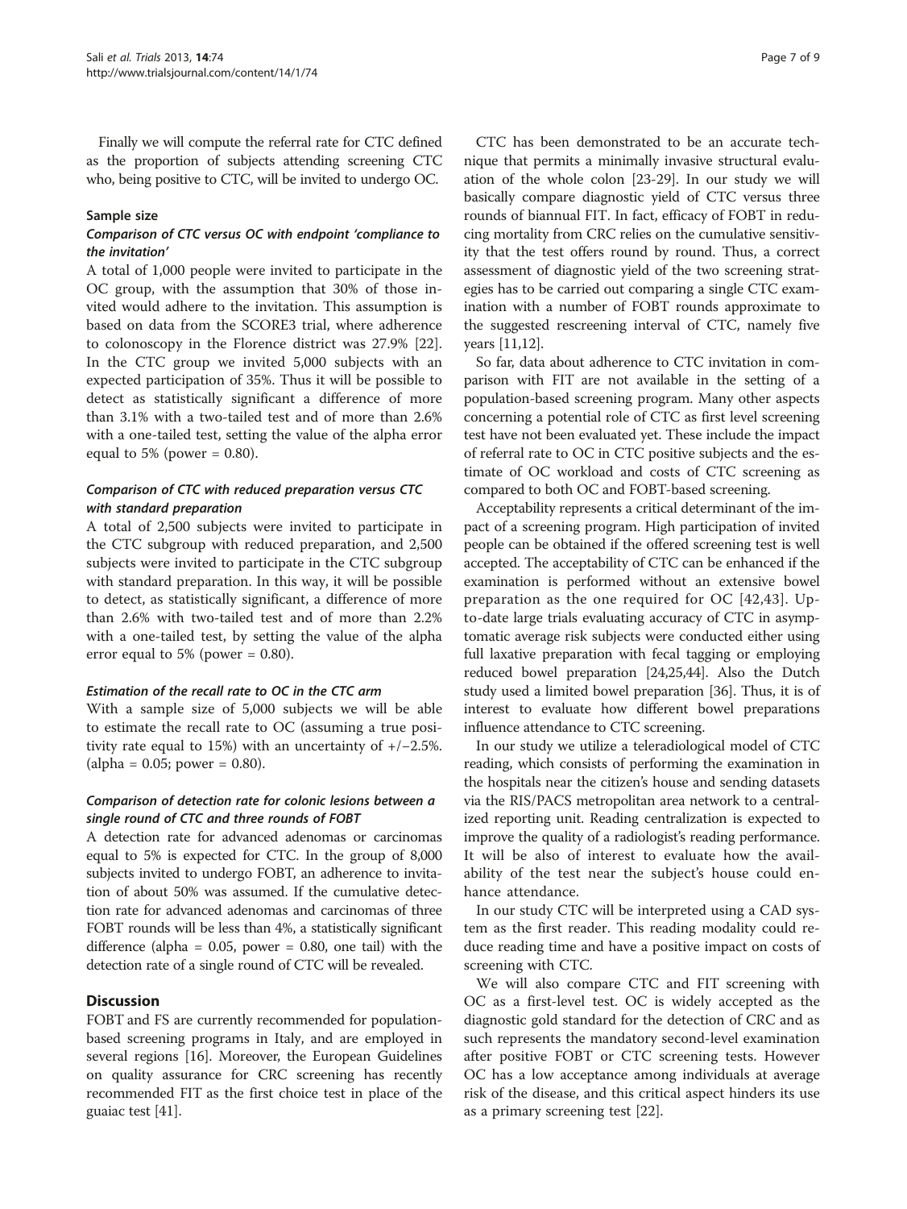Finally we will compute the referral rate for CTC defined as the proportion of subjects attending screening CTC who, being positive to CTC, will be invited to undergo OC.

### Sample size

#### *Comparison of CTC versus OC with endpoint 'compliance to the invitation'*

A total of 1,000 people were invited to participate in the OC group, with the assumption that 30% of those invited would adhere to the invitation. This assumption is based on data from the SCORE3 trial, where adherence to colonoscopy in the Florence district was 27.9% [22]. In the CTC group we invited 5,000 subjects with an expected participation of 35%. Thus it will be possible to detect as statistically significant a difference of more than 3.1% with a two-tailed test and of more than 2.6% with a one-tailed test, setting the value of the alpha error equal to 5% (power = 0.80).

#### *Comparison of CTC with reduced preparation versus CTC with standard preparation*

A total of 2,500 subjects were invited to participate in the CTC subgroup with reduced preparation, and 2,500 subjects were invited to participate in the CTC subgroup with standard preparation. In this way, it will be possible to detect, as statistically significant, a difference of more than 2.6% with two-tailed test and of more than 2.2% with a one-tailed test, by setting the value of the alpha error equal to 5% (power = 0.80).

#### *Estimation of the recall rate to OC in the CTC arm*

With a sample size of 5,000 subjects we will be able to estimate the true recall rate to OC (assuming a true positivity rate equal to 15%) with an uncertainty of +/−2.5%. (alpha = 0.05; power = 0.80).

#### *Comparison of detection rate for colonic lesions between a single round of CTC and three rounds of FOBT*

A detection rate for advanced adenomas or carcinomas equal to 5% is expected for CTC. In the group of 8,000 subjects invited to undergo FOBT, an adherence to invitation of about 50% was assumed. If the cumulative detection rate for advanced adenomas and carcinomas of three FOBT rounds will be less than 4%, a statistically significant difference (alpha = 0.05, power = 0.80, one tail) with the detection rate of a single round of CTC will be revealed.

## Discussion

FOBT and FS are currently recommended for population-based screening programs in Italy, and are employed in several regions [16]. Moreover, the European Guidelines on quality assurance for CRC screening has recently recommended FIT as the first choice test in place of the guaiac test [41].

CTC has been demonstrated to be an accurate technique that permits a minimally invasive structural evaluation of the whole colon [23-29]. In our study we will basically compare diagnostic yield of CTC versus three rounds of biannual FIT. In fact, efficacy of FOBT in reducing mortality from CRC relies on the cumulative sensitivity that the test offers round by round. Thus, a correct assessment of diagnostic yield of the two screening strategies has to be carried out comparing a single CTC examination with a number of FOBT rounds approximate to the suggested rescreening interval of CTC, namely five years [11,12].

So far, data about adherence to CTC invitation in comparison with FIT are not available in the setting of a population-based screening program. Many other aspects concerning a potential role of CTC as first level screening test have not been evaluated yet. These include the impact of referral rate to OC in CTC positive subjects and the estimate of OC workload and costs of CTC screening as compared to both OC and FOBT-based screening.

Acceptability represents a critical determinant of the impact of a screening program. High participation of invited people can be obtained if the offered screening test is well accepted. The acceptability of CTC can be enhanced if the examination is performed without an extensive bowel preparation as the one required for OC [42,43]. Up-to-date large trials evaluating accuracy of CTC in asymptomatic average risk subjects were conducted either using full laxative preparation with fecal tagging or employing reduced bowel preparation [24,25,44]. Also the Dutch study used a limited bowel preparation [36]. Thus, it is of interest to evaluate how different bowel preparations influence attendance to CTC screening.

In our study we utilize a teleradiological model of CTC reading, which consists of performing the examination in the hospitals near the citizen's house and sending datasets via the RIS/PACS metropolitan area network to a centralized reporting unit. Reading centralization is expected to improve the quality of a radiologist's reading performance. It will be also of interest to evaluate how the availability of the test near the subject's house could enhance attendance.

In our study CTC will be interpreted using a CAD system as the first reader. This reading modality could reduce reading time and have a positive impact on costs of screening with CTC.

We will also compare CTC and FIT screening with OC as a first-level test. OC is widely accepted as the diagnostic gold standard for the detection of CRC and as such represents the mandatory second-level examination after positive FOBT or CTC screening tests. However OC has a low acceptance among individuals at average risk of the disease, and this critical aspect hinders its use as a primary screening test [22].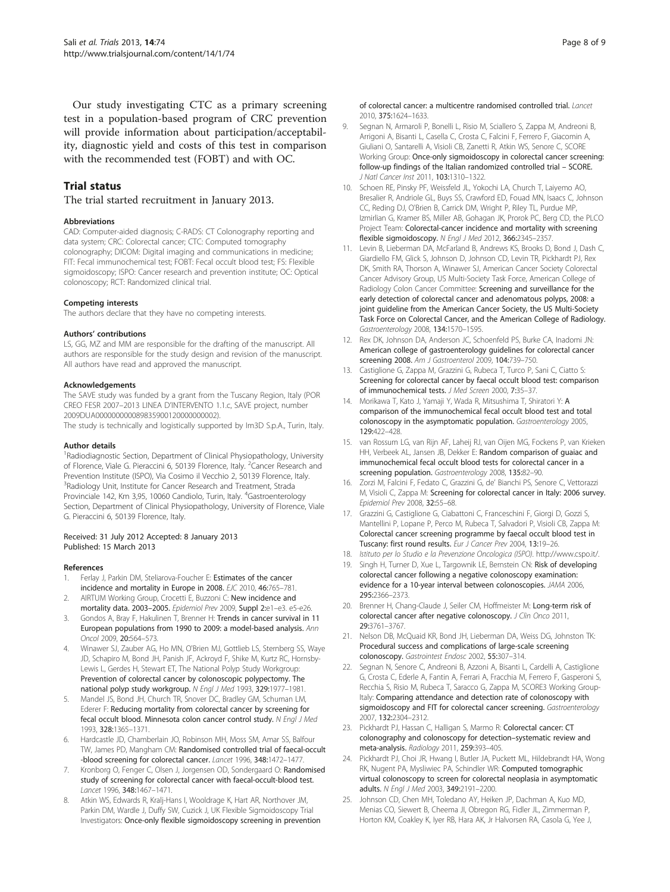Our study investigating CTC as a primary screening test in a population-based program of CRC prevention will provide information about participation/acceptability, diagnostic yield and costs of this test in comparison with the recommended test (FOBT) and with OC.

## Trial status

The trial started recruitment in January 2013.

#### Abbreviations

CAD: Computer-aided diagnosis; C-RADS: CT Colonography reporting and data system; CRC: Colorectal cancer; CTC: Computed tomography colonography; DICOM: Digital imaging and communications in medicine; FIT: Fecal immunochemical test; FOBT: Fecal occult blood test; FS: Flexible sigmoidoscopy; ISPO: Cancer research and prevention institute; OC: Optical colonoscopy; RCT: Randomized clinical trial.

#### Competing interests

The authors declare that they have no competing interests.

#### Authors' contributions

LS, GG, MZ and MM are responsible for the drafting of the manuscript. All authors are responsible for the study design and revision of the manuscript. All authors have read and approved the manuscript.

#### Acknowledgements

The SAVE study was funded by a grant from the Tuscany Region, Italy (POR CREO FESR 2007–2013 LINEA D'INTERVENTO 1.1.c, SAVE project, number 2009DUA00000000008983590012000000002).

The study is technically and logistically supported by Im3D S.p.A., Turin, Italy.

#### Author details

[1]Radiodiagnostic Section, Department of Clinical Physiopathology, University of Florence, Viale G. Pieraccini 6, 50139 Florence, Italy. [2]Cancer Research and Prevention Institute (ISPO), Via Cosimo il Vecchio 2, 50139 Florence, Italy. [3]Radiology Unit, Institute for Cancer Research and Treatment, Strada Provinciale 142, Km 3,95, 10060 Candiolo, Turin, Italy. [4]Gastroenterology Section, Department of Clinical Physiopathology, University of Florence, Viale G. Pieraccini 6, 50139 Florence, Italy.

Received: 31 July 2012 Accepted: 8 January 2013
Published: 15 March 2013

#### References

1. Ferlay J, Parkin DM, Steliarova-Foucher E: **Estimates of the cancer incidence and mortality in Europe in 2008.** *EJC* 2010, **46:**765–781.
2. AIRTUM Working Group, Crocetti E, Buzzoni C: **New incidence and mortality data. 2003–2005.** *Epidemiol Prev* 2009, **Suppl 2:**e1–e3. e5-e26.
3. Gondos A, Bray F, Hakulinen T, Brenner H: **Trends in cancer survival in 11 European populations from 1990 to 2009: a model-based analysis.** *Ann Oncol* 2009, **20:**564–573.
4. Winawer SJ, Zauber AG, Ho MN, O'Brien MJ, Gottlieb LS, Sternberg SS, Waye JD, Schapiro M, Bond JH, Panish JF, Ackroyd F, Shike M, Kurtz RC, Hornsby-Lewis L, Gerdes H, Stewart ET, The National Polyp Study Workgroup: **Prevention of colorectal cancer by colonoscopic polypectomy. The national polyp study workgroup.** *N Engl J Med* 1993, **329:**1977–1981.
5. Mandel JS, Bond JH, Church TR, Snover DC, Bradley GM, Schuman LM, Ederer F: **Reducing mortality from colorectal cancer by screening for fecal occult blood. Minnesota colon cancer control study.** *N Engl J Med* 1993, **328:**1365–1371.
6. Hardcastle JD, Chamberlain JO, Robinson MH, Moss SM, Amar SS, Balfour TW, James PD, Mangham CM: **Randomised controlled trial of faecal-occult -blood screening for colorectal cancer.** *Lancet* 1996, **348:**1472–1477.
7. Kronborg O, Fenger C, Olsen J, Jorgensen OD, Sondergaard O: **Randomised study of screening for colorectal cancer with faecal-occult-blood test.** *Lancet* 1996, **348:**1467–1471.
8. Atkin WS, Edwards R, Kralj-Hans I, Wooldrage K, Hart AR, Northover JM, Parkin DM, Wardle J, Duffy SW, Cuzick J, UK Flexible Sigmoidoscopy Trial Investigators: **Once-only flexible sigmoidoscopy screening in prevention of colorectal cancer: a multicentre randomised controlled trial.** *Lancet* 2010, **375:**1624–1633.
9. Segnan N, Armaroli P, Bonelli L, Risio M, Sciallero S, Zappa M, Andreoni B, Arrigoni A, Bisanti L, Casella C, Crosta C, Falcini F, Ferrero F, Giacomin A, Giuliani O, Santarelli A, Visioli CB, Zanetti R, Atkin WS, Senore C, SCORE Working Group: **Once-only sigmoidoscopy in colorectal cancer screening: follow-up findings of the Italian randomized controlled trial – SCORE.** *J Natl Cancer Inst* 2011, **103:**1310–1322.
10. Schoen RE, Pinsky PF, Weissfeld JL, Yokochi LA, Church T, Laiyemo AO, Bresalier R, Andriole GL, Buys SS, Crawford ED, Fouad MN, Isaacs C, Johnson CC, Reding DJ, O'Brien B, Carrick DM, Wright P, Riley TL, Purdue MP, Izmirlian G, Kramer BS, Miller AB, Gohagan JK, Prorok PC, Berg CD, the PLCO Project Team: **Colorectal-cancer incidence and mortality with screening flexible sigmoidoscopy.** *N Engl J Med* 2012, **366:**2345–2357.
11. Levin B, Lieberman DA, McFarland B, Andrews KS, Brooks D, Bond J, Dash C, Giardiello FM, Glick S, Johnson D, Johnson CD, Levin TR, Pickhardt PJ, Rex DK, Smith RA, Thorson A, Winawer SJ, American Cancer Society Colorectal Cancer Advisory Group, US Multi-Society Task Force, American College of Radiology Colon Cancer Committee: **Screening and surveillance for the early detection of colorectal cancer and adenomatous polyps, 2008: a joint guideline from the American Cancer Society, the US Multi-Society Task Force on Colorectal Cancer, and the American College of Radiology.** *Gastroenterology* 2008, **134:**1570–1595.
12. Rex DK, Johnson DA, Anderson JC, Schoenfeld PS, Burke CA, Inadomi JN: **American college of gastroenterology guidelines for colorectal cancer screening 2008.** *Am J Gastroenterol* 2009, **104:**739–750.
13. Castiglione G, Zappa M, Grazzini G, Rubeca T, Turco P, Sani C, Ciatto S: **Screening for colorectal cancer by faecal occult blood test: comparison of immunochemical tests.** *J Med Screen* 2000, **7:**35–37.
14. Morikawa T, Kato J, Yamaji Y, Wada R, Mitsushima T, Shiratori Y: **A comparison of the immunochemical fecal occult blood test and total colonoscopy in the asymptomatic population.** *Gastroenterology* 2005, **129:**422–428.
15. van Rossum LG, van Rijn AF, Laheij RJ, van Oijen MG, Fockens P, van Krieken HH, Verbeek AL, Jansen JB, Dekker E: **Random comparison of guaiac and immunochemical fecal occult blood tests for colorectal cancer in a screening population.** *Gastroenterology* 2008, **135:**82–90.
16. Zorzi M, Falcini F, Fedato C, Grazzini G, de' Bianchi PS, Senore C, Vettorazzi M, Visioli C, Zappa M: **Screening for colorectal cancer in Italy: 2006 survey.** *Epidemiol Prev* 2008, **32:**55–68.
17. Grazzini G, Castiglione G, Ciabattoni C, Franceschini F, Giorgi D, Gozzi S, Mantellini P, Lopane P, Perco M, Rubeca T, Salvadori P, Visioli CB, Zappa M: **Colorectal cancer screening programme by faecal occult blood test in Tuscany: first round results.** *Eur J Cancer Prev* 2004, **13:**19–26.
18. *Istituto per lo Studio e la Prevenzione Oncologica (ISPO).* http://www.cspo.it/.
19. Singh H, Turner D, Xue L, Targownik LE, Bernstein CN: **Risk of developing colorectal cancer following a negative colonoscopy examination: evidence for a 10-year interval between colonoscopies.** *JAMA* 2006, **295:**2366–2373.
20. Brenner H, Chang-Claude J, Seiler CM, Hoffmeister M: **Long-term risk of colorectal cancer after negative colonoscopy.** *J Clin Onco* 2011, **29:**3761–3767.
21. Nelson DB, McQuaid KR, Bond JH, Lieberman DA, Weiss DG, Johnston TK: **Procedural success and complications of large-scale screening colonoscopy.** *Gastrointest Endosc* 2002, **55:**307–314.
22. Segnan N, Senore C, Andreoni B, Azzoni A, Bisanti L, Cardelli A, Castiglione G, Crosta C, Ederle A, Fantin A, Ferrari A, Fracchia M, Ferrero F, Gasperoni S, Recchia S, Risio M, Rubeca T, Saracco G, Zappa M, SCORE3 Working Group-Italy: **Comparing attendance and detection rate of colonoscopy with sigmoidoscopy and FIT for colorectal cancer screening.** *Gastroenterology* 2007, **132:**2304–2312.
23. Pickhardt PJ, Hassan C, Halligan S, Marmo R: **Colorectal cancer: CT colonography and colonoscopy for detection–systematic review and meta-analysis.** *Radiology* 2011, **259:**393–405.
24. Pickhardt PJ, Choi JR, Hwang I, Butler JA, Puckett ML, Hildebrandt HA, Wong RK, Nugent PA, Mysliwiec PA, Schindler WR: **Computed tomographic virtual colonoscopy to screen for colorectal neoplasia in asymptomatic adults.** *N Engl J Med* 2003, **349:**2191–2200.
25. Johnson CD, Chen MH, Toledano AY, Heiken JP, Dachman A, Kuo MD, Menias CO, Siewert B, Cheema JI, Obregon RG, Fidler JL, Zimmerman P, Horton KM, Coakley K, Iyer RB, Hara AK, Jr Halvorsen RA, Casola G, Yee J,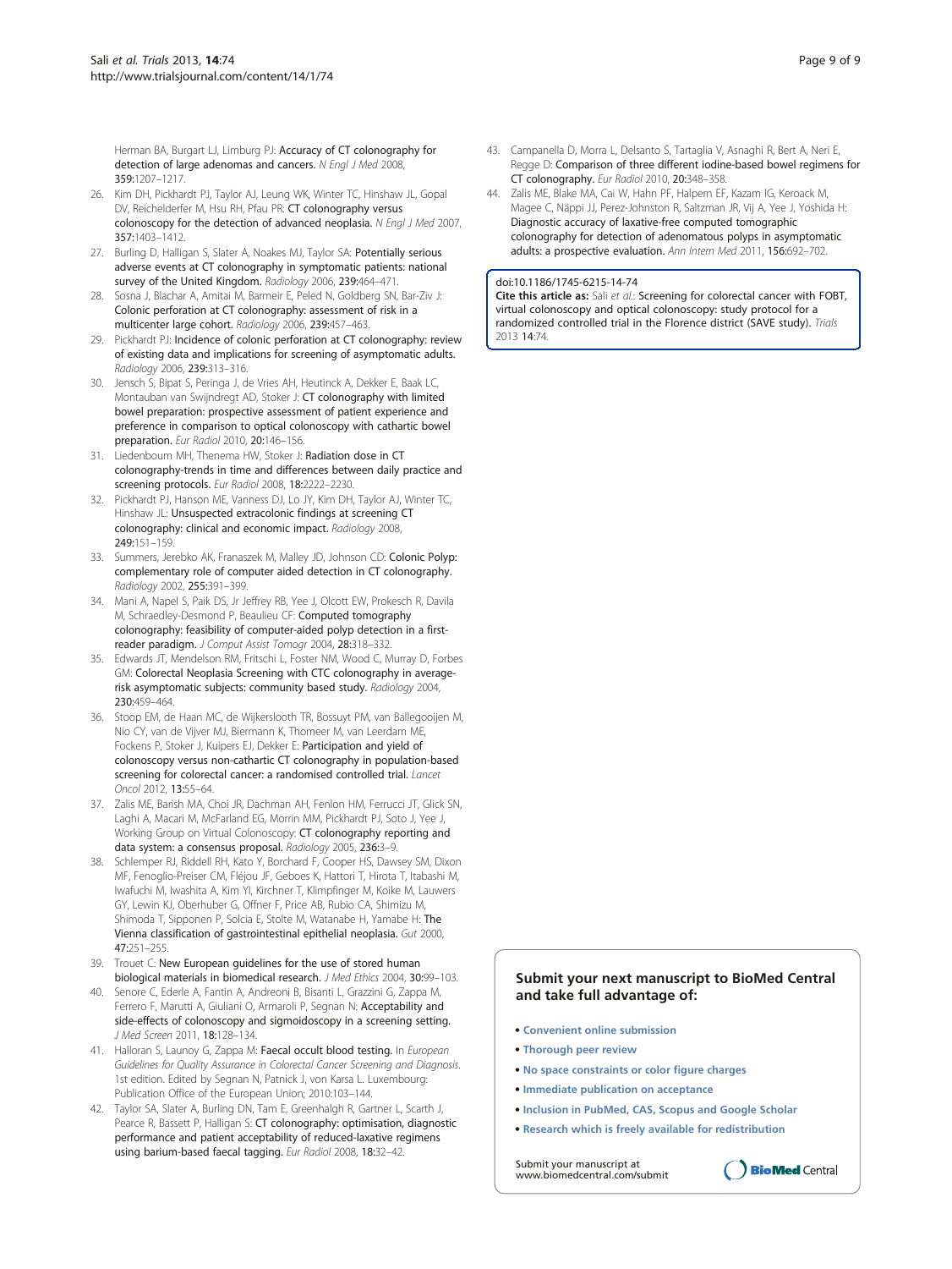Herman BA, Burgart LJ, Limburg PJ: **Accuracy of CT colonography for detection of large adenomas and cancers.** *N Engl J Med* 2008, **359:**1207–1217.

26. Kim DH, Pickhardt PJ, Taylor AJ, Leung WK, Winter TC, Hinshaw JL, Gopal DV, Reichelderfer M, Hsu RH, Pfau PR: **CT colonography versus colonoscopy for the detection of advanced neoplasia.** *N Engl J Med* 2007, **357:**1403–1412.
27. Burling D, Halligan S, Slater A, Noakes MJ, Taylor SA: **Potentially serious adverse events at CT colonography in symptomatic patients: national survey of the United Kingdom.** *Radiology* 2006, **239:**464–471.
28. Sosna J, Blachar A, Amitai M, Barmeir E, Peled N, Goldberg SN, Bar-Ziv J: **Colonic perforation at CT colonography: assessment of risk in a multicenter large cohort.** *Radiology* 2006, **239:**457–463.
29. Pickhardt PJ: **Incidence of colonic perforation at CT colonography: review of existing data and implications for screening of asymptomatic adults.** *Radiology* 2006, **239:**313–316.
30. Jensch S, Bipat S, Peringa J, de Vries AH, Heutinck A, Dekker E, Baak LC, Montauban van Swijndregt AD, Stoker J: **CT colonography with limited bowel preparation: prospective assessment of patient experience and preference in comparison to optical colonoscopy with cathartic bowel preparation.** *Eur Radiol* 2010, **20:**146–156.
31. Liedenboum MH, Thenema HW, Stoker J: **Radiation dose in CT colonography-trends in time and differences between daily practice and screening protocols.** *Eur Radiol* 2008, **18:**2222–2230.
32. Pickhardt PJ, Hanson ME, Vanness DJ, Lo JY, Kim DH, Taylor AJ, Winter TC, Hinshaw JL: **Unsuspected extracolonic findings at screening CT colonography: clinical and economic impact.** *Radiology* 2008, **249:**151–159.
33. Summers, Jerebko AK, Franaszek M, Malley JD, Johnson CD: **Colonic Polyp: complementary role of computer aided detection in CT colonography.** *Radiology* 2002, **255:**391–399.
34. Mani A, Napel S, Paik DS, Jr Jeffrey RB, Yee J, Olcott EW, Prokesch R, Davila M, Schraedley-Desmond P, Beaulieu CF: **Computed tomography colonography: feasibility of computer-aided polyp detection in a first-reader paradigm.** *J Comput Assist Tomogr* 2004, **28:**318–332.
35. Edwards JT, Mendelson RM, Fritschi L, Foster NM, Wood C, Murray D, Forbes GM: **Colorectal Neoplasia Screening with CTC colonography in average-risk asymptomatic subjects: community based study.** *Radiology* 2004, **230:**459–464.
36. Stoop EM, de Haan MC, de Wijkerslooth TR, Bossuyt PM, van Ballegooijen M, Nio CY, van de Vijver MJ, Biermann K, Thomeer M, van Leerdam ME, Fockens P, Stoker J, Kuipers EJ, Dekker E: **Participation and yield of colonoscopy versus non-cathartic CT colonography in population-based screening for colorectal cancer: a randomised controlled trial.** *Lancet Oncol* 2012, **13:**55–64.
37. Zalis ME, Barish MA, Choi JR, Dachman AH, Fenlon HM, Ferrucci JT, Glick SN, Laghi A, Macari M, McFarland EG, Morrin MM, Pickhardt PJ, Soto J, Yee J, Working Group on Virtual Colonoscopy: **CT colonography reporting and data system: a consensus proposal.** *Radiology* 2005, **236:**3–9.
38. Schlemper RJ, Riddell RH, Kato Y, Borchard F, Cooper HS, Dawsey SM, Dixon MF, Fenoglio-Preiser CM, Fléjou JF, Geboes K, Hattori T, Hirota T, Itabashi M, Iwafuchi M, Iwashita A, Kim YI, Kirchner T, Klimpfinger M, Koike M, Lauwers GY, Lewin KJ, Oberhuber G, Offner F, Price AB, Rubio CA, Shimizu M, Shimoda T, Sipponen P, Solcia E, Stolte M, Watanabe H, Yamabe H: **The Vienna classification of gastrointestinal epithelial neoplasia.** *Gut* 2000, **47:**251–255.
39. Trouet C: **New European guidelines for the use of stored human biological materials in biomedical research.** *J Med Ethics* 2004, **30:**99–103.
40. Senore C, Ederle A, Fantin A, Andreoni B, Bisanti L, Grazzini G, Zappa M, Ferrero F, Marutti A, Giuliani O, Armaroli P, Segnan N: **Acceptability and side-effects of colonoscopy and sigmoidoscopy in a screening setting.** *J Med Screen* 2011, **18:**128–134.
41. Halloran S, Launoy G, Zappa M: **Faecal occult blood testing.** In *European Guidelines for Quality Assurance in Colorectal Cancer Screening and Diagnosis.* 1st edition. Edited by Segnan N, Patnick J, von Karsa L. Luxembourg: Publication Office of the European Union; 2010:103–144.
42. Taylor SA, Slater A, Burling DN, Tam E, Greenhalgh R, Gartner L, Scarth J, Pearce R, Bassett P, Halligan S: **CT colonography: optimisation, diagnostic performance and patient acceptability of reduced-laxative regimens using barium-based faecal tagging.** *Eur Radiol* 2008, **18:**32–42.
43. Campanella D, Morra L, Delsanto S, Tartaglia V, Asnaghi R, Bert A, Neri E, Regge D: **Comparison of three different iodine-based bowel regimens for CT colonography.** *Eur Radiol* 2010, **20:**348–358.
44. Zalis ME, Blake MA, Cai W, Hahn PF, Halpern EF, Kazam IG, Keroack M, Magee C, Näppi JJ, Perez-Johnston R, Saltzman JR, Vij A, Yee J, Yoshida H: **Diagnostic accuracy of laxative-free computed tomographic colonography for detection of adenomatous polyps in asymptomatic adults: a prospective evaluation.** *Ann Intern Med* 2011, **156:**692–702.

doi:10.1186/1745-6215-14-74

**Cite this article as:** Sali *et al.*: Screening for colorectal cancer with FOBT, virtual colonoscopy and optical colonoscopy: study protocol for a randomized controlled trial in the Florence district (SAVE study). *Trials* 2013 **14**:74.

**Submit your next manuscript to BioMed Central and take full advantage of:**

- **Convenient online submission**
- **Thorough peer review**
- **No space constraints or color figure charges**
- **Immediate publication on acceptance**
- **Inclusion in PubMed, CAS, Scopus and Google Scholar**
- **Research which is freely available for redistribution**

Submit your manuscript at www.biomedcentral.com/submit

BioMed Central